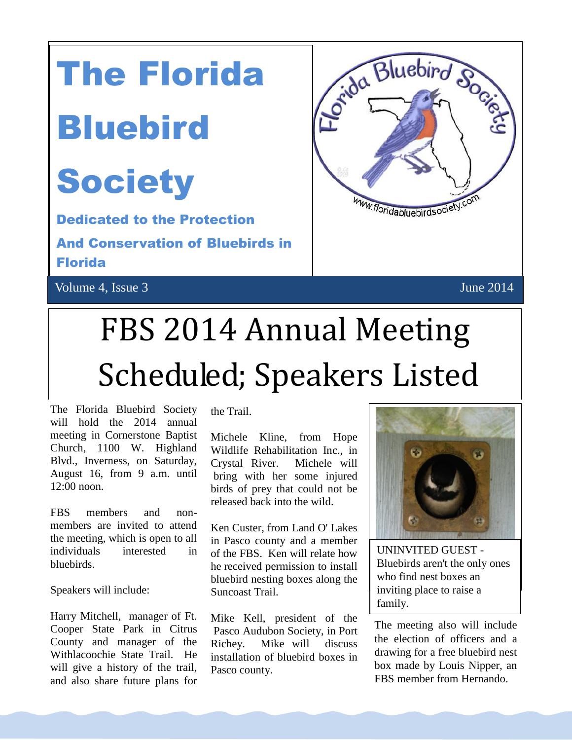# The Florida Bluebird Society

**Dedicated to the Protection And Conservation of Bluebirds in Florida**

Volume 4, Issue 3 — June 2014

## FBS 2014 Annual Meeting Scheduled; Speakers Listed

The Florida Bluebird Society will hold the 2014 annual meeting in Cornerstone Baptist Church, 1100 W. Highland Blvd., Inverness, on Saturday, August 16, from 9 a.m. until 12:00 noon.

FBS members and non-members are invited to attend the meeting, which is open to all individuals interested in bluebirds.

Speakers will include:

Harry Mitchell, manager of Ft. Cooper State Park in Citrus County and manager of the Withlacoochie State Trail. He will give a history of the trail, and also share future plans for the Trail.

Michele Kline, from Hope Wildlife Rehabilitation Inc., in Crystal River. Michele will bring with her some injured birds of prey that could not be released back into the wild.

Ken Custer, from Land O' Lakes in Pasco county and a member of the FBS. Ken will relate how he received permission to install bluebird nesting boxes along the Suncoast Trail.

Mike Kell, president of the Pasco Audubon Society, in Port Richey. Mike will discuss installation of bluebird boxes in Pasco county.

UNINVITED GUEST - Bluebirds aren't the only ones who find nest boxes an inviting place to raise a family.

The meeting also will include the election of officers and a drawing for a free bluebird nest box made by Louis Nipper, an FBS member from Hernando.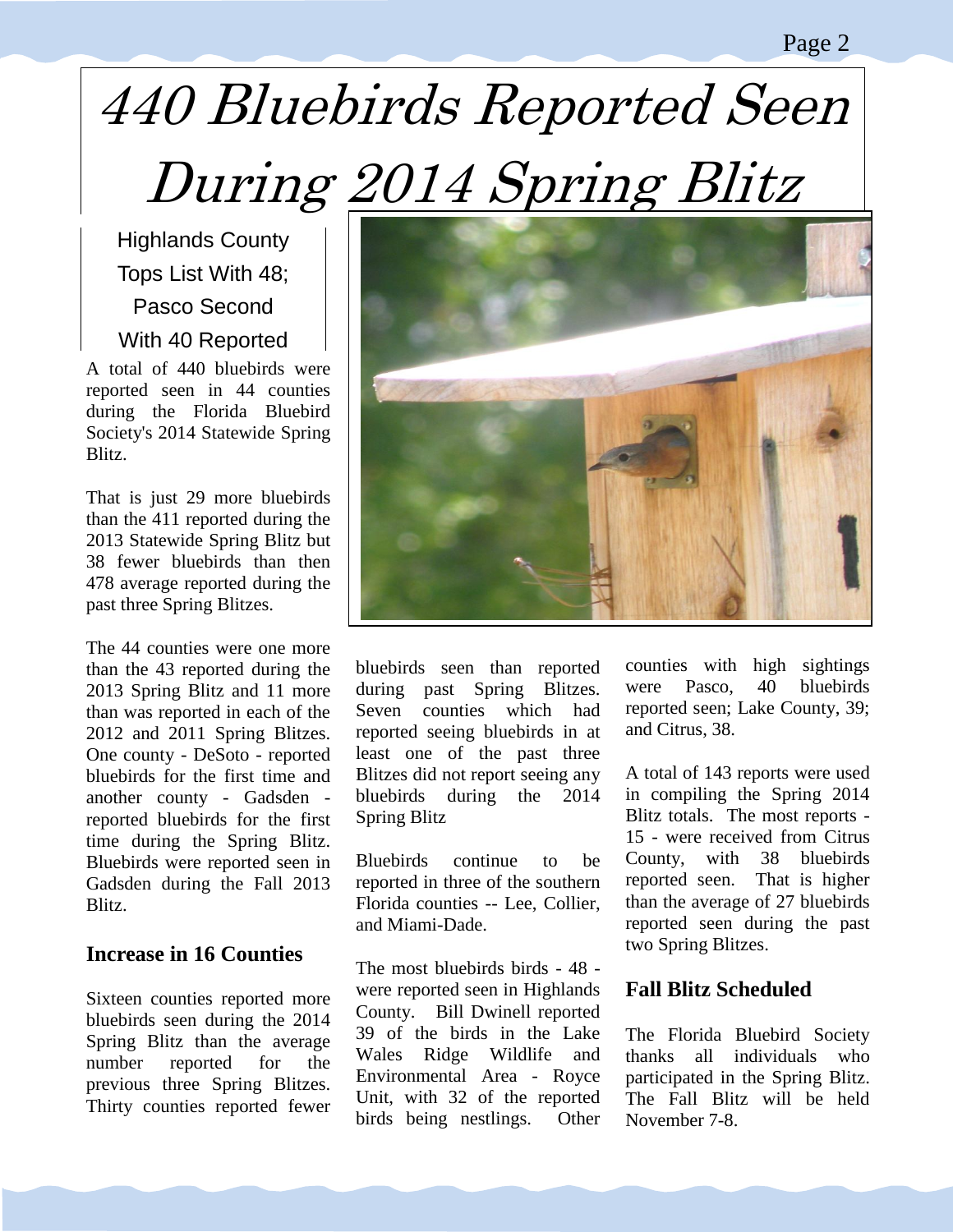# 440 Bluebirds Reported Seen During 2014 Spring Blitz

Highlands County Tops List With 48; Pasco Second With 40 Reported

A total of 440 bluebirds were reported seen in 44 counties during the Florida Bluebird Society's 2014 Statewide Spring Blitz.

That is just 29 more bluebirds than the 411 reported during the 2013 Statewide Spring Blitz but 38 fewer bluebirds than then 478 average reported during the past three Spring Blitzes.

The 44 counties were one more than the 43 reported during the 2013 Spring Blitz and 11 more than was reported in each of the 2012 and 2011 Spring Blitzes. One county - DeSoto - reported bluebirds for the first time and another county - Gadsden - reported bluebirds for the first time during the Spring Blitz. Bluebirds were reported seen in Gadsden during the Fall 2013 Blitz.

## Increase in 16 Counties

Sixteen counties reported more bluebirds seen during the 2014 Spring Blitz than the average number reported for the previous three Spring Blitzes. Thirty counties reported fewer bluebirds seen than reported during past Spring Blitzes. Seven counties which had reported seeing bluebirds in at least one of the past three Blitzes did not report seeing any bluebirds during the 2014 Spring Blitz

Bluebirds continue to be reported in three of the southern Florida counties -- Lee, Collier, and Miami-Dade.

The most bluebirds birds - 48 - were reported seen in Highlands County. Bill Dwinell reported 39 of the birds in the Lake Wales Ridge Wildlife and Environmental Area - Royce Unit, with 32 of the reported birds being nestlings. Other counties with high sightings were Pasco, 40 bluebirds reported seen; Lake County, 39; and Citrus, 38.

A total of 143 reports were used in compiling the Spring 2014 Blitz totals. The most reports - 15 - were received from Citrus County, with 38 bluebirds reported seen. That is higher than the average of 27 bluebirds reported seen during the past two Spring Blitzes.

## Fall Blitz Scheduled

The Florida Bluebird Society thanks all individuals who participated in the Spring Blitz. The Fall Blitz will be held November 7-8.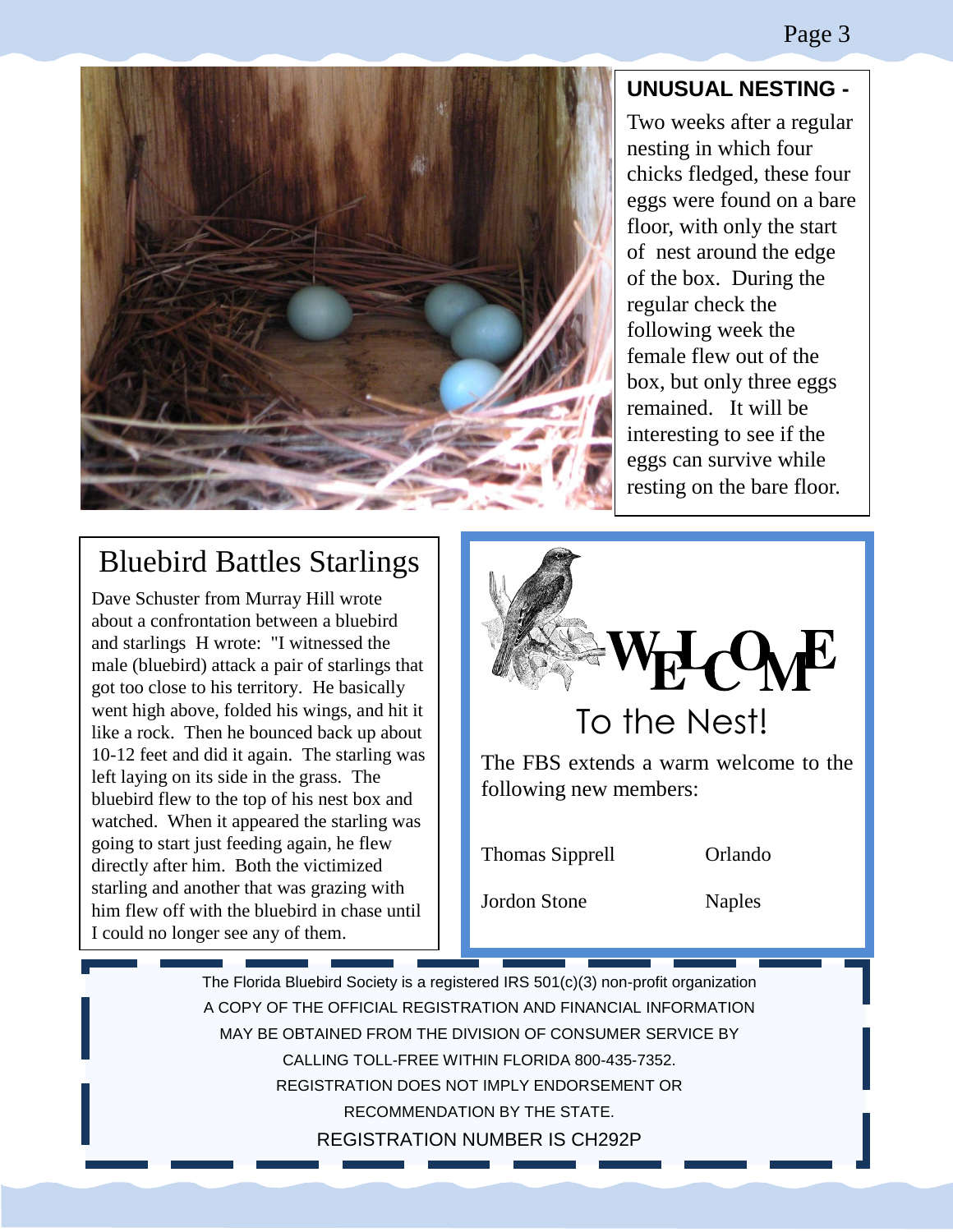## UNUSUAL NESTING -

Two weeks after a regular nesting in which four chicks fledged, these four eggs were found on a bare floor, with only the start of nest around the edge of the box. During the regular check the following week the female flew out of the box, but only three eggs remained. It will be interesting to see if the eggs can survive while resting on the bare floor.

## Bluebird Battles Starlings

Dave Schuster from Murray Hill wrote about a confrontation between a bluebird and starlings H wrote: "I witnessed the male (bluebird) attack a pair of starlings that got too close to his territory. He basically went high above, folded his wings, and hit it like a rock. Then he bounced back up about 10-12 feet and did it again. The starling was left laying on its side in the grass. The bluebird flew to the top of his nest box and watched. When it appeared the starling was going to start just feeding again, he flew directly after him. Both the victimized starling and another that was grazing with him flew off with the bluebird in chase until I could no longer see any of them.

## WELCOME

### To the Nest!

The FBS extends a warm welcome to the following new members:

| | |
|---|---|
| Thomas Sipprell | Orlando |
| Jordon Stone | Naples |

The Florida Bluebird Society is a registered IRS 501(c)(3) non-profit organization

A COPY OF THE OFFICIAL REGISTRATION AND FINANCIAL INFORMATION MAY BE OBTAINED FROM THE DIVISION OF CONSUMER SERVICE BY CALLING TOLL-FREE WITHIN FLORIDA 800-435-7352.

REGISTRATION DOES NOT IMPLY ENDORSEMENT OR RECOMMENDATION BY THE STATE.

REGISTRATION NUMBER IS CH292P